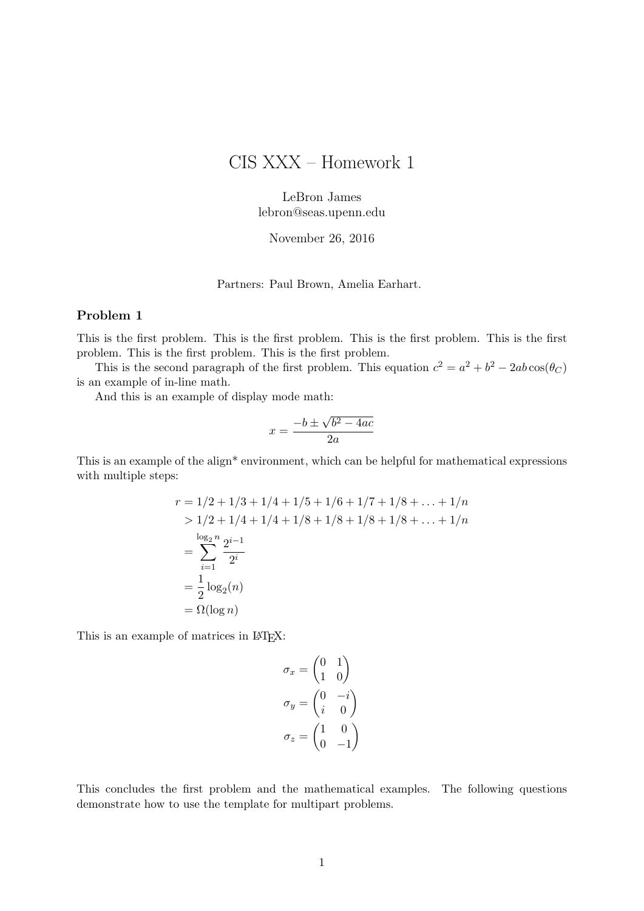# CIS XXX – Homework 1

LeBron James
lebron@seas.upenn.edu

November 26, 2016

Partners: Paul Brown, Amelia Earhart.

### Problem 1

This is the first problem. This is the first problem. This is the first problem. This is the first problem. This is the first problem. This is the first problem.

This is the second paragraph of the first problem. This equation $c^2 = a^2 + b^2 - 2ab\cos(\theta_C)$ is an example of in-line math.

And this is an example of display mode math:

$$x = \frac{-b \pm \sqrt{b^2 - 4ac}}{2a}$$

This is an example of the align* environment, which can be helpful for mathematical expressions with multiple steps:

$$\begin{aligned}
r &= 1/2 + 1/3 + 1/4 + 1/5 + 1/6 + 1/7 + 1/8 + \ldots + 1/n \\
&> 1/2 + 1/4 + 1/4 + 1/8 + 1/8 + 1/8 + 1/8 + \ldots + 1/n \\
&= \sum_{i=1}^{\log_2 n} \frac{2^{i-1}}{2^i} \\
&= \frac{1}{2}\log_2(n) \\
&= \Omega(\log n)
\end{aligned}$$

This is an example of matrices in LaTeX:

$$\sigma_x = \begin{pmatrix} 0 & 1 \\ 1 & 0 \end{pmatrix}$$

$$\sigma_y = \begin{pmatrix} 0 & -i \\ i & 0 \end{pmatrix}$$

$$\sigma_z = \begin{pmatrix} 1 & 0 \\ 0 & -1 \end{pmatrix}$$

This concludes the first problem and the mathematical examples. The following questions demonstrate how to use the template for multipart problems.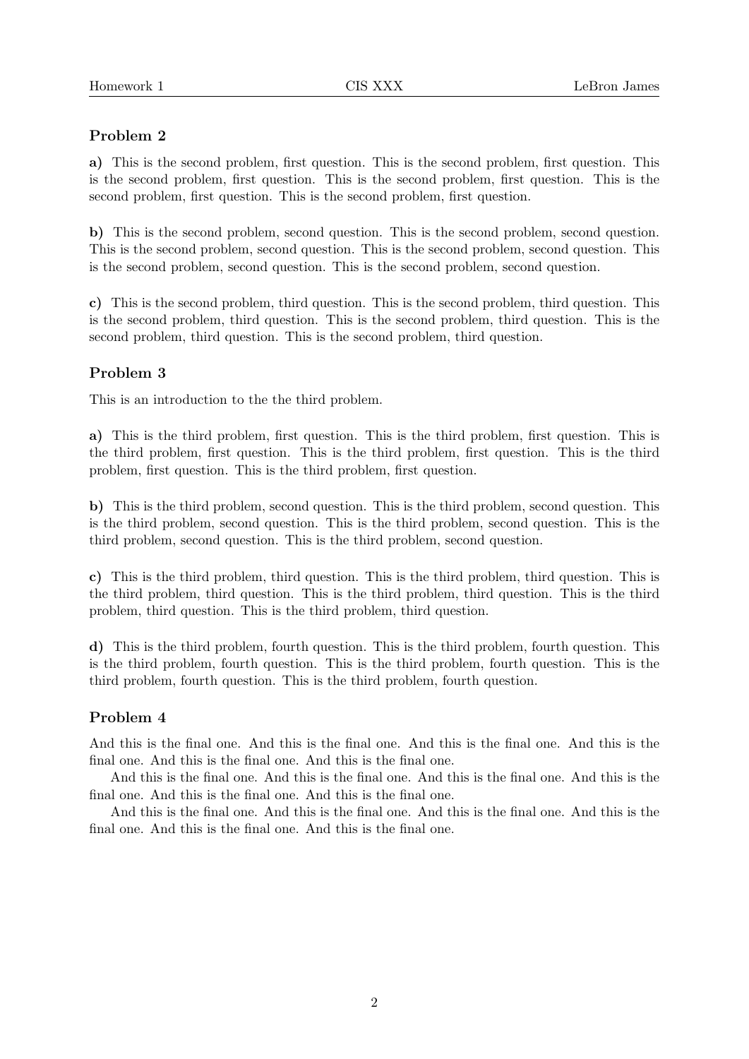## Problem 2

**a)** This is the second problem, first question. This is the second problem, first question. This is the second problem, first question. This is the second problem, first question. This is the second problem, first question. This is the second problem, first question.

**b)** This is the second problem, second question. This is the second problem, second question. This is the second problem, second question. This is the second problem, second question. This is the second problem, second question. This is the second problem, second question.

**c)** This is the second problem, third question. This is the second problem, third question. This is the second problem, third question. This is the second problem, third question. This is the second problem, third question. This is the second problem, third question.

## Problem 3

This is an introduction to the the third problem.

**a)** This is the third problem, first question. This is the third problem, first question. This is the third problem, first question. This is the third problem, first question. This is the third problem, first question. This is the third problem, first question.

**b)** This is the third problem, second question. This is the third problem, second question. This is the third problem, second question. This is the third problem, second question. This is the third problem, second question. This is the third problem, second question.

**c)** This is the third problem, third question. This is the third problem, third question. This is the third problem, third question. This is the third problem, third question. This is the third problem, third question. This is the third problem, third question.

**d)** This is the third problem, fourth question. This is the third problem, fourth question. This is the third problem, fourth question. This is the third problem, fourth question. This is the third problem, fourth question. This is the third problem, fourth question.

## Problem 4

And this is the final one. And this is the final one. And this is the final one. And this is the final one. And this is the final one. And this is the final one.

And this is the final one. And this is the final one. And this is the final one. And this is the final one. And this is the final one. And this is the final one.

And this is the final one. And this is the final one. And this is the final one. And this is the final one. And this is the final one. And this is the final one.